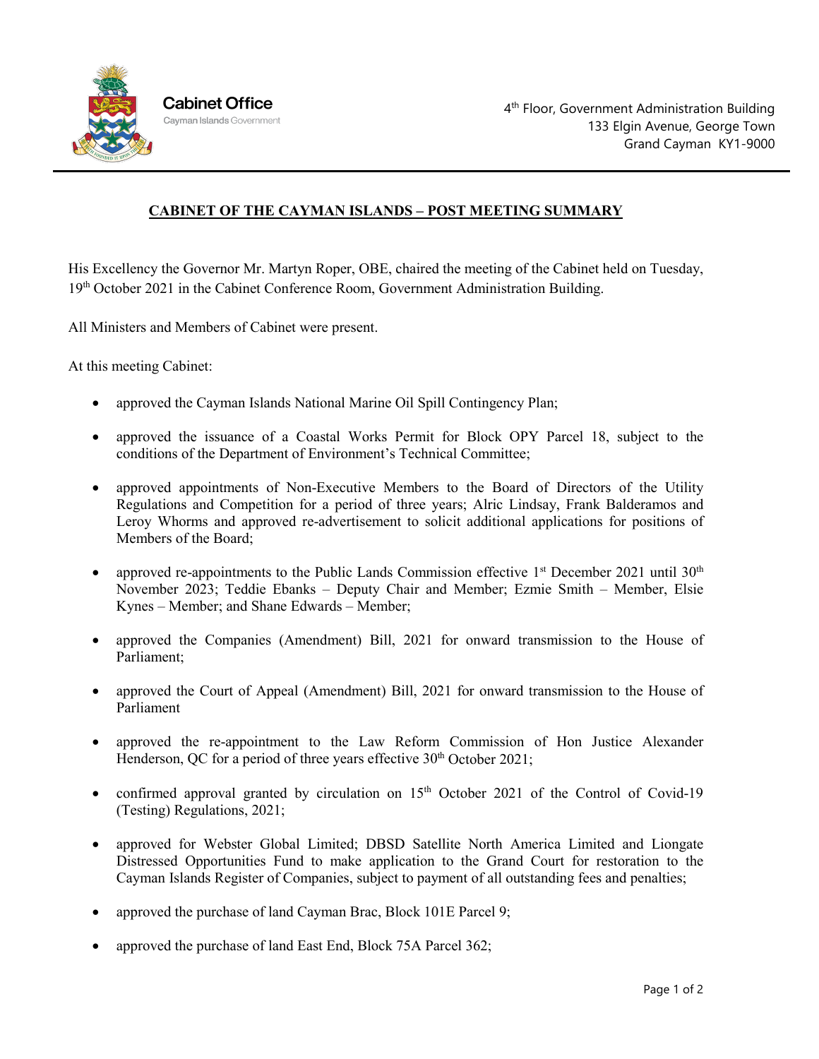**Cabinet Office**
Cayman Islands Government

4th Floor, Government Administration Building
133 Elgin Avenue, George Town
Grand Cayman KY1-9000

# CABINET OF THE CAYMAN ISLANDS – POST MEETING SUMMARY

His Excellency the Governor Mr. Martyn Roper, OBE, chaired the meeting of the Cabinet held on Tuesday, 19th October 2021 in the Cabinet Conference Room, Government Administration Building.

All Ministers and Members of Cabinet were present.

At this meeting Cabinet:

- approved the Cayman Islands National Marine Oil Spill Contingency Plan;
- approved the issuance of a Coastal Works Permit for Block OPY Parcel 18, subject to the conditions of the Department of Environment's Technical Committee;
- approved appointments of Non-Executive Members to the Board of Directors of the Utility Regulations and Competition for a period of three years; Alric Lindsay, Frank Balderamos and Leroy Whorms and approved re-advertisement to solicit additional applications for positions of Members of the Board;
- approved re-appointments to the Public Lands Commission effective 1st December 2021 until 30th November 2023; Teddie Ebanks – Deputy Chair and Member; Ezmie Smith – Member, Elsie Kynes – Member; and Shane Edwards – Member;
- approved the Companies (Amendment) Bill, 2021 for onward transmission to the House of Parliament;
- approved the Court of Appeal (Amendment) Bill, 2021 for onward transmission to the House of Parliament
- approved the re-appointment to the Law Reform Commission of Hon Justice Alexander Henderson, QC for a period of three years effective 30th October 2021;
- confirmed approval granted by circulation on 15th October 2021 of the Control of Covid-19 (Testing) Regulations, 2021;
- approved for Webster Global Limited; DBSD Satellite North America Limited and Liongate Distressed Opportunities Fund to make application to the Grand Court for restoration to the Cayman Islands Register of Companies, subject to payment of all outstanding fees and penalties;
- approved the purchase of land Cayman Brac, Block 101E Parcel 9;
- approved the purchase of land East End, Block 75A Parcel 362;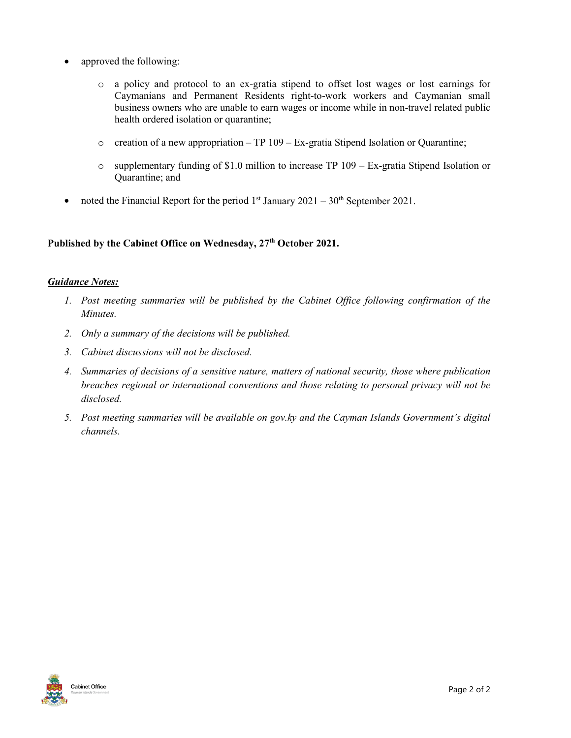- approved the following:

  - a policy and protocol to an ex-gratia stipend to offset lost wages or lost earnings for Caymanians and Permanent Residents right-to-work workers and Caymanian small business owners who are unable to earn wages or income while in non-travel related public health ordered isolation or quarantine;

  - creation of a new appropriation – TP 109 – Ex-gratia Stipend Isolation or Quarantine;

  - supplementary funding of $1.0 million to increase TP 109 – Ex-gratia Stipend Isolation or Quarantine; and

- noted the Financial Report for the period 1st January 2021 – 30th September 2021.

**Published by the Cabinet Office on Wednesday, 27th October 2021.**

***Guidance Notes:***

1. *Post meeting summaries will be published by the Cabinet Office following confirmation of the Minutes.*
2. *Only a summary of the decisions will be published.*
3. *Cabinet discussions will not be disclosed.*
4. *Summaries of decisions of a sensitive nature, matters of national security, those where publication breaches regional or international conventions and those relating to personal privacy will not be disclosed.*
5. *Post meeting summaries will be available on gov.ky and the Cayman Islands Government's digital channels.*